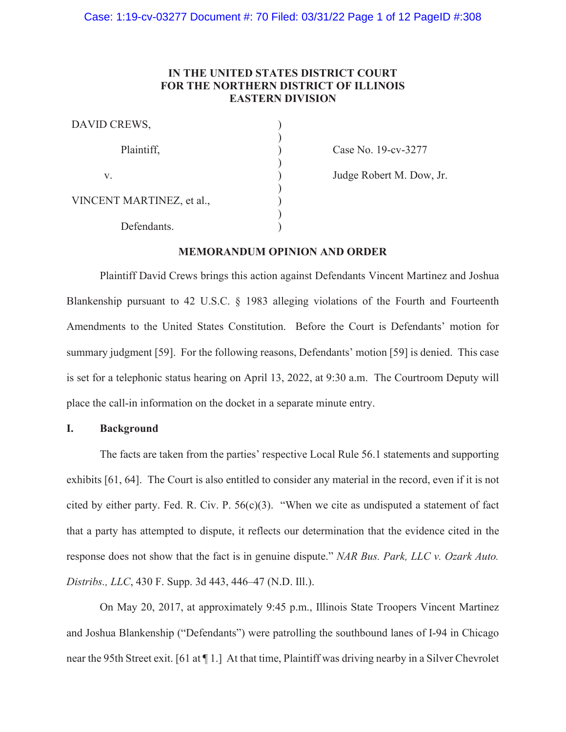IN THE UNITED STATES DISTRICT COURT
FOR THE NORTHERN DISTRICT OF ILLINOIS
EASTERN DIVISION

| | | |
|---|---|---|
| DAVID CREWS, | ) | |
| Plaintiff, | ) | Case No. 19-cv-3277 |
| v. | ) | Judge Robert M. Dow, Jr. |
| VINCENT MARTINEZ, et al., | ) | |
| Defendants. | ) | |

**MEMORANDUM OPINION AND ORDER**

Plaintiff David Crews brings this action against Defendants Vincent Martinez and Joshua Blankenship pursuant to 42 U.S.C. § 1983 alleging violations of the Fourth and Fourteenth Amendments to the United States Constitution. Before the Court is Defendants' motion for summary judgment [59]. For the following reasons, Defendants' motion [59] is denied. This case is set for a telephonic status hearing on April 13, 2022, at 9:30 a.m. The Courtroom Deputy will place the call-in information on the docket in a separate minute entry.

## I. Background

The facts are taken from the parties' respective Local Rule 56.1 statements and supporting exhibits [61, 64]. The Court is also entitled to consider any material in the record, even if it is not cited by either party. Fed. R. Civ. P. 56(c)(3). "When we cite as undisputed a statement of fact that a party has attempted to dispute, it reflects our determination that the evidence cited in the response does not show that the fact is in genuine dispute." *NAR Bus. Park, LLC v. Ozark Auto. Distribs., LLC*, 430 F. Supp. 3d 443, 446–47 (N.D. Ill.).

On May 20, 2017, at approximately 9:45 p.m., Illinois State Troopers Vincent Martinez and Joshua Blankenship ("Defendants") were patrolling the southbound lanes of I-94 in Chicago near the 95th Street exit. [61 at ¶ 1.] At that time, Plaintiff was driving nearby in a Silver Chevrolet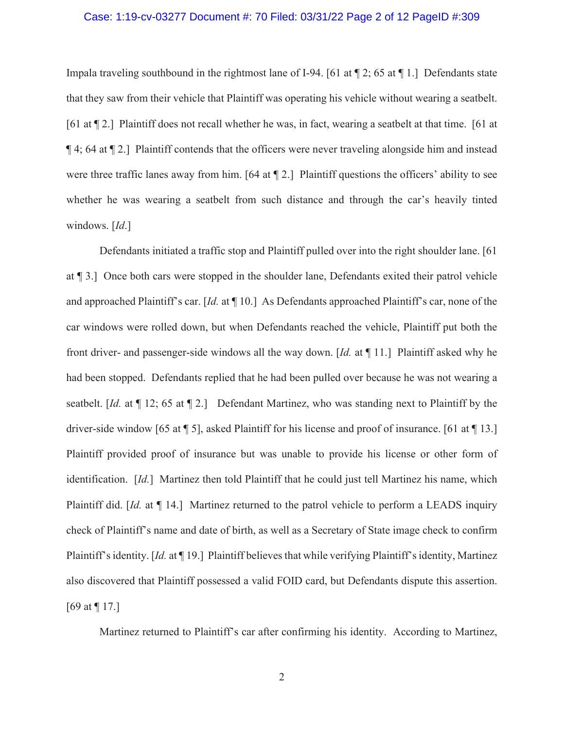Impala traveling southbound in the rightmost lane of I-94. [61 at ¶ 2; 65 at ¶ 1.] Defendants state that they saw from their vehicle that Plaintiff was operating his vehicle without wearing a seatbelt. [61 at ¶ 2.] Plaintiff does not recall whether he was, in fact, wearing a seatbelt at that time. [61 at ¶ 4; 64 at ¶ 2.] Plaintiff contends that the officers were never traveling alongside him and instead were three traffic lanes away from him. [64 at ¶ 2.] Plaintiff questions the officers' ability to see whether he was wearing a seatbelt from such distance and through the car's heavily tinted windows. [*Id.*]

Defendants initiated a traffic stop and Plaintiff pulled over into the right shoulder lane. [61 at ¶ 3.] Once both cars were stopped in the shoulder lane, Defendants exited their patrol vehicle and approached Plaintiff's car. [*Id.* at ¶ 10.] As Defendants approached Plaintiff's car, none of the car windows were rolled down, but when Defendants reached the vehicle, Plaintiff put both the front driver- and passenger-side windows all the way down. [*Id.* at ¶ 11.] Plaintiff asked why he had been stopped. Defendants replied that he had been pulled over because he was not wearing a seatbelt. [*Id.* at ¶ 12; 65 at ¶ 2.] Defendant Martinez, who was standing next to Plaintiff by the driver-side window [65 at ¶ 5], asked Plaintiff for his license and proof of insurance. [61 at ¶ 13.] Plaintiff provided proof of insurance but was unable to provide his license or other form of identification. [*Id.*] Martinez then told Plaintiff that he could just tell Martinez his name, which Plaintiff did. [*Id.* at ¶ 14.] Martinez returned to the patrol vehicle to perform a LEADS inquiry check of Plaintiff's name and date of birth, as well as a Secretary of State image check to confirm Plaintiff's identity. [*Id.* at ¶ 19.] Plaintiff believes that while verifying Plaintiff's identity, Martinez also discovered that Plaintiff possessed a valid FOID card, but Defendants dispute this assertion. [69 at ¶ 17.]

Martinez returned to Plaintiff's car after confirming his identity. According to Martinez,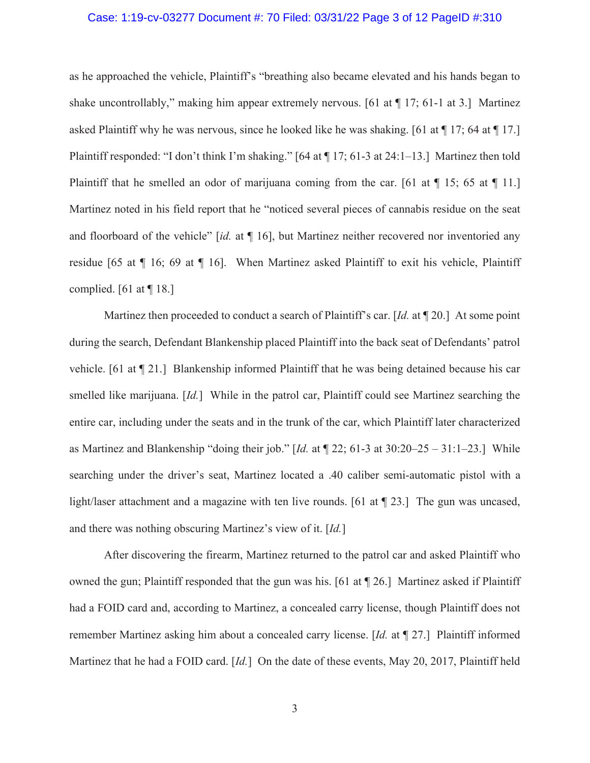as he approached the vehicle, Plaintiff's "breathing also became elevated and his hands began to shake uncontrollably," making him appear extremely nervous. [61 at ¶ 17; 61-1 at 3.] Martinez asked Plaintiff why he was nervous, since he looked like he was shaking. [61 at ¶ 17; 64 at ¶ 17.] Plaintiff responded: "I don't think I'm shaking." [64 at ¶ 17; 61-3 at 24:1–13.] Martinez then told Plaintiff that he smelled an odor of marijuana coming from the car. [61 at ¶ 15; 65 at ¶ 11.] Martinez noted in his field report that he "noticed several pieces of cannabis residue on the seat and floorboard of the vehicle" [*id.* at ¶ 16], but Martinez neither recovered nor inventoried any residue [65 at ¶ 16; 69 at ¶ 16]. When Martinez asked Plaintiff to exit his vehicle, Plaintiff complied. [61 at ¶ 18.]

Martinez then proceeded to conduct a search of Plaintiff's car. [*Id.* at ¶ 20.] At some point during the search, Defendant Blankenship placed Plaintiff into the back seat of Defendants' patrol vehicle. [61 at ¶ 21.] Blankenship informed Plaintiff that he was being detained because his car smelled like marijuana. [*Id.*] While in the patrol car, Plaintiff could see Martinez searching the entire car, including under the seats and in the trunk of the car, which Plaintiff later characterized as Martinez and Blankenship "doing their job." [*Id.* at ¶ 22; 61-3 at 30:20–25 – 31:1–23.] While searching under the driver's seat, Martinez located a .40 caliber semi-automatic pistol with a light/laser attachment and a magazine with ten live rounds. [61 at ¶ 23.] The gun was uncased, and there was nothing obscuring Martinez's view of it. [*Id.*]

After discovering the firearm, Martinez returned to the patrol car and asked Plaintiff who owned the gun; Plaintiff responded that the gun was his. [61 at ¶ 26.] Martinez asked if Plaintiff had a FOID card and, according to Martinez, a concealed carry license, though Plaintiff does not remember Martinez asking him about a concealed carry license. [*Id.* at ¶ 27.] Plaintiff informed Martinez that he had a FOID card. [*Id.*] On the date of these events, May 20, 2017, Plaintiff held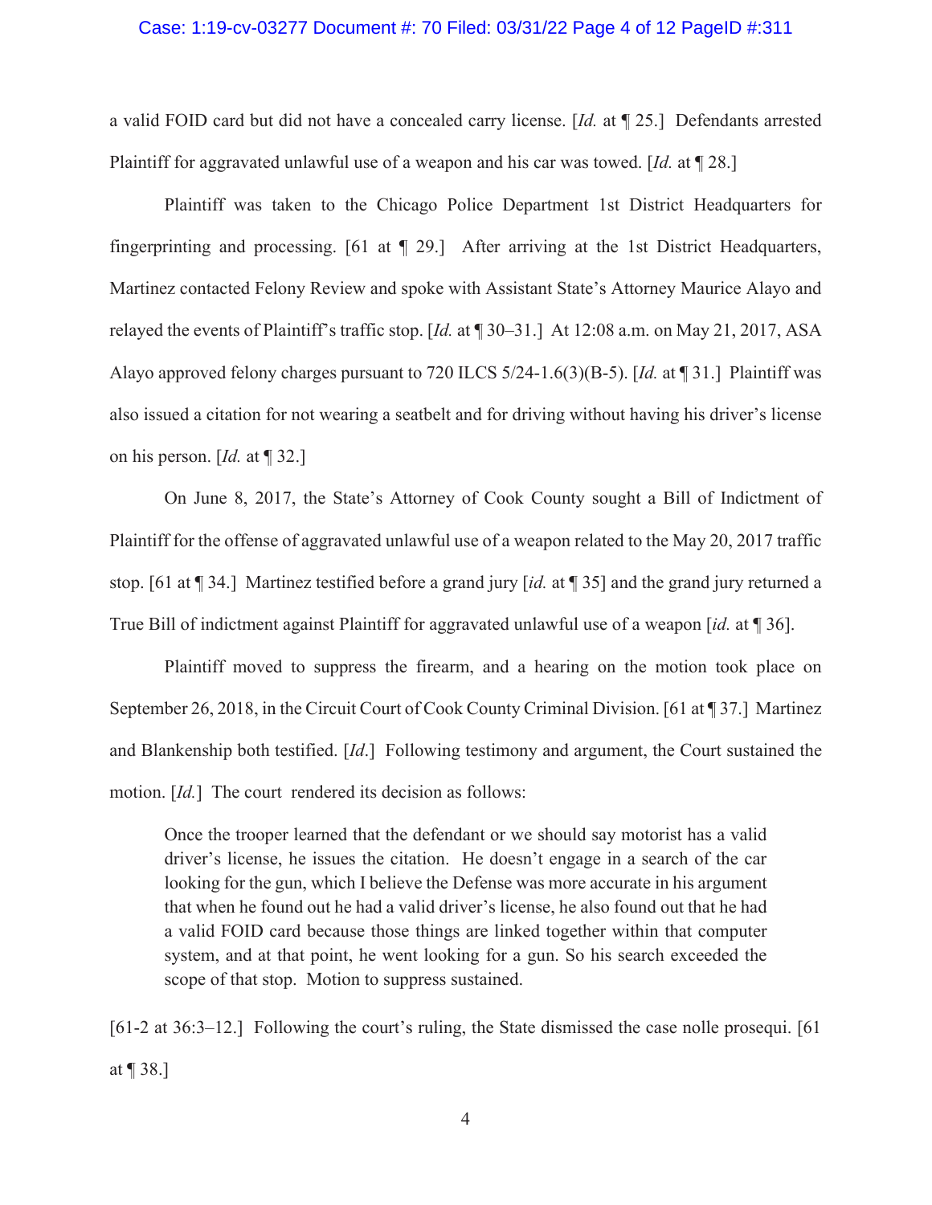a valid FOID card but did not have a concealed carry license. [*Id.* at ¶ 25.] Defendants arrested Plaintiff for aggravated unlawful use of a weapon and his car was towed. [*Id.* at ¶ 28.]

Plaintiff was taken to the Chicago Police Department 1st District Headquarters for fingerprinting and processing. [61 at ¶ 29.] After arriving at the 1st District Headquarters, Martinez contacted Felony Review and spoke with Assistant State's Attorney Maurice Alayo and relayed the events of Plaintiff's traffic stop. [*Id.* at ¶ 30–31.] At 12:08 a.m. on May 21, 2017, ASA Alayo approved felony charges pursuant to 720 ILCS 5/24-1.6(3)(B-5). [*Id.* at ¶ 31.] Plaintiff was also issued a citation for not wearing a seatbelt and for driving without having his driver's license on his person. [*Id.* at ¶ 32.]

On June 8, 2017, the State's Attorney of Cook County sought a Bill of Indictment of Plaintiff for the offense of aggravated unlawful use of a weapon related to the May 20, 2017 traffic stop. [61 at ¶ 34.] Martinez testified before a grand jury [*id.* at ¶ 35] and the grand jury returned a True Bill of indictment against Plaintiff for aggravated unlawful use of a weapon [*id.* at ¶ 36].

Plaintiff moved to suppress the firearm, and a hearing on the motion took place on September 26, 2018, in the Circuit Court of Cook County Criminal Division. [61 at ¶ 37.] Martinez and Blankenship both testified. [*Id*.] Following testimony and argument, the Court sustained the motion. [*Id.*] The court rendered its decision as follows:

> Once the trooper learned that the defendant or we should say motorist has a valid driver's license, he issues the citation. He doesn't engage in a search of the car looking for the gun, which I believe the Defense was more accurate in his argument that when he found out he had a valid driver's license, he also found out that he had a valid FOID card because those things are linked together within that computer system, and at that point, he went looking for a gun. So his search exceeded the scope of that stop. Motion to suppress sustained.

[61-2 at 36:3–12.] Following the court's ruling, the State dismissed the case nolle prosequi. [61 at ¶ 38.]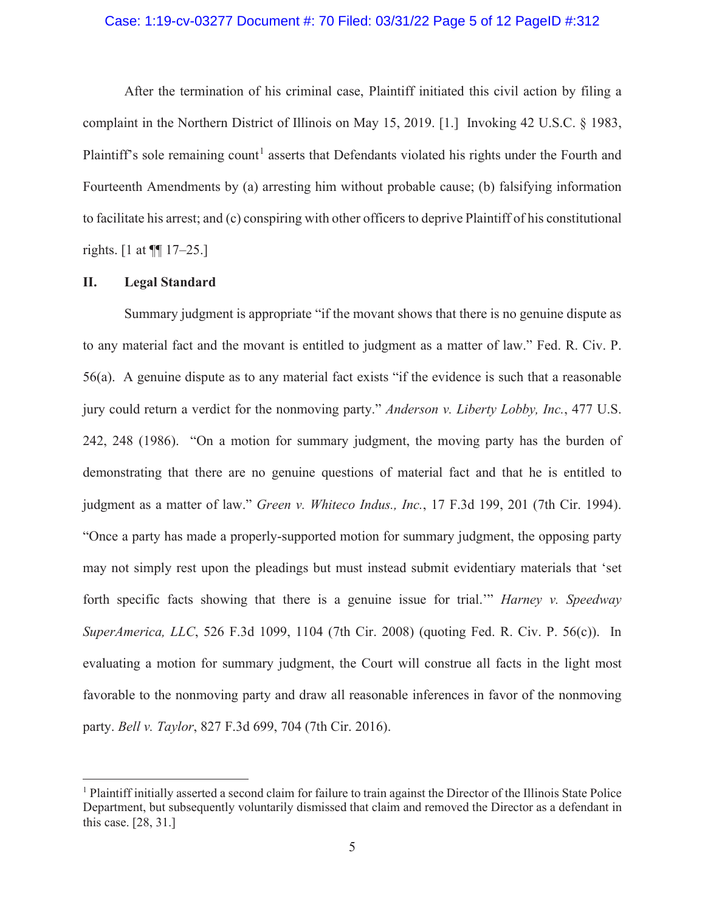After the termination of his criminal case, Plaintiff initiated this civil action by filing a complaint in the Northern District of Illinois on May 15, 2019. [1.] Invoking 42 U.S.C. § 1983, Plaintiff's sole remaining count[1] asserts that Defendants violated his rights under the Fourth and Fourteenth Amendments by (a) arresting him without probable cause; (b) falsifying information to facilitate his arrest; and (c) conspiring with other officers to deprive Plaintiff of his constitutional rights. [1 at ¶¶ 17–25.]

## II. Legal Standard

Summary judgment is appropriate "if the movant shows that there is no genuine dispute as to any material fact and the movant is entitled to judgment as a matter of law." Fed. R. Civ. P. 56(a). A genuine dispute as to any material fact exists "if the evidence is such that a reasonable jury could return a verdict for the nonmoving party." *Anderson v. Liberty Lobby, Inc.*, 477 U.S. 242, 248 (1986). "On a motion for summary judgment, the moving party has the burden of demonstrating that there are no genuine questions of material fact and that he is entitled to judgment as a matter of law." *Green v. Whiteco Indus., Inc.*, 17 F.3d 199, 201 (7th Cir. 1994). "Once a party has made a properly-supported motion for summary judgment, the opposing party may not simply rest upon the pleadings but must instead submit evidentiary materials that 'set forth specific facts showing that there is a genuine issue for trial.'" *Harney v. Speedway SuperAmerica, LLC*, 526 F.3d 1099, 1104 (7th Cir. 2008) (quoting Fed. R. Civ. P. 56(c)). In evaluating a motion for summary judgment, the Court will construe all facts in the light most favorable to the nonmoving party and draw all reasonable inferences in favor of the nonmoving party. *Bell v. Taylor*, 827 F.3d 699, 704 (7th Cir. 2016).

---

[1] Plaintiff initially asserted a second claim for failure to train against the Director of the Illinois State Police Department, but subsequently voluntarily dismissed that claim and removed the Director as a defendant in this case. [28, 31.]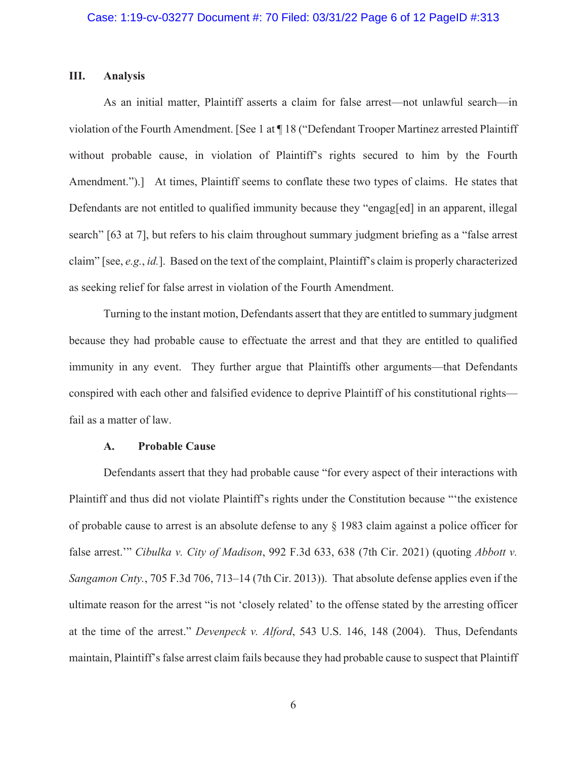## III. Analysis

As an initial matter, Plaintiff asserts a claim for false arrest—not unlawful search—in violation of the Fourth Amendment. [See 1 at ¶ 18 ("Defendant Trooper Martinez arrested Plaintiff without probable cause, in violation of Plaintiff's rights secured to him by the Fourth Amendment.").] At times, Plaintiff seems to conflate these two types of claims. He states that Defendants are not entitled to qualified immunity because they "engag[ed] in an apparent, illegal search" [63 at 7], but refers to his claim throughout summary judgment briefing as a "false arrest claim" [see, *e.g.*, *id.*]. Based on the text of the complaint, Plaintiff's claim is properly characterized as seeking relief for false arrest in violation of the Fourth Amendment.

Turning to the instant motion, Defendants assert that they are entitled to summary judgment because they had probable cause to effectuate the arrest and that they are entitled to qualified immunity in any event. They further argue that Plaintiffs other arguments—that Defendants conspired with each other and falsified evidence to deprive Plaintiff of his constitutional rights—fail as a matter of law.

### A. Probable Cause

Defendants assert that they had probable cause "for every aspect of their interactions with Plaintiff and thus did not violate Plaintiff's rights under the Constitution because "'the existence of probable cause to arrest is an absolute defense to any § 1983 claim against a police officer for false arrest.'" *Cibulka v. City of Madison*, 992 F.3d 633, 638 (7th Cir. 2021) (quoting *Abbott v. Sangamon Cnty.*, 705 F.3d 706, 713–14 (7th Cir. 2013)). That absolute defense applies even if the ultimate reason for the arrest "is not 'closely related' to the offense stated by the arresting officer at the time of the arrest." *Devenpeck v. Alford*, 543 U.S. 146, 148 (2004). Thus, Defendants maintain, Plaintiff's false arrest claim fails because they had probable cause to suspect that Plaintiff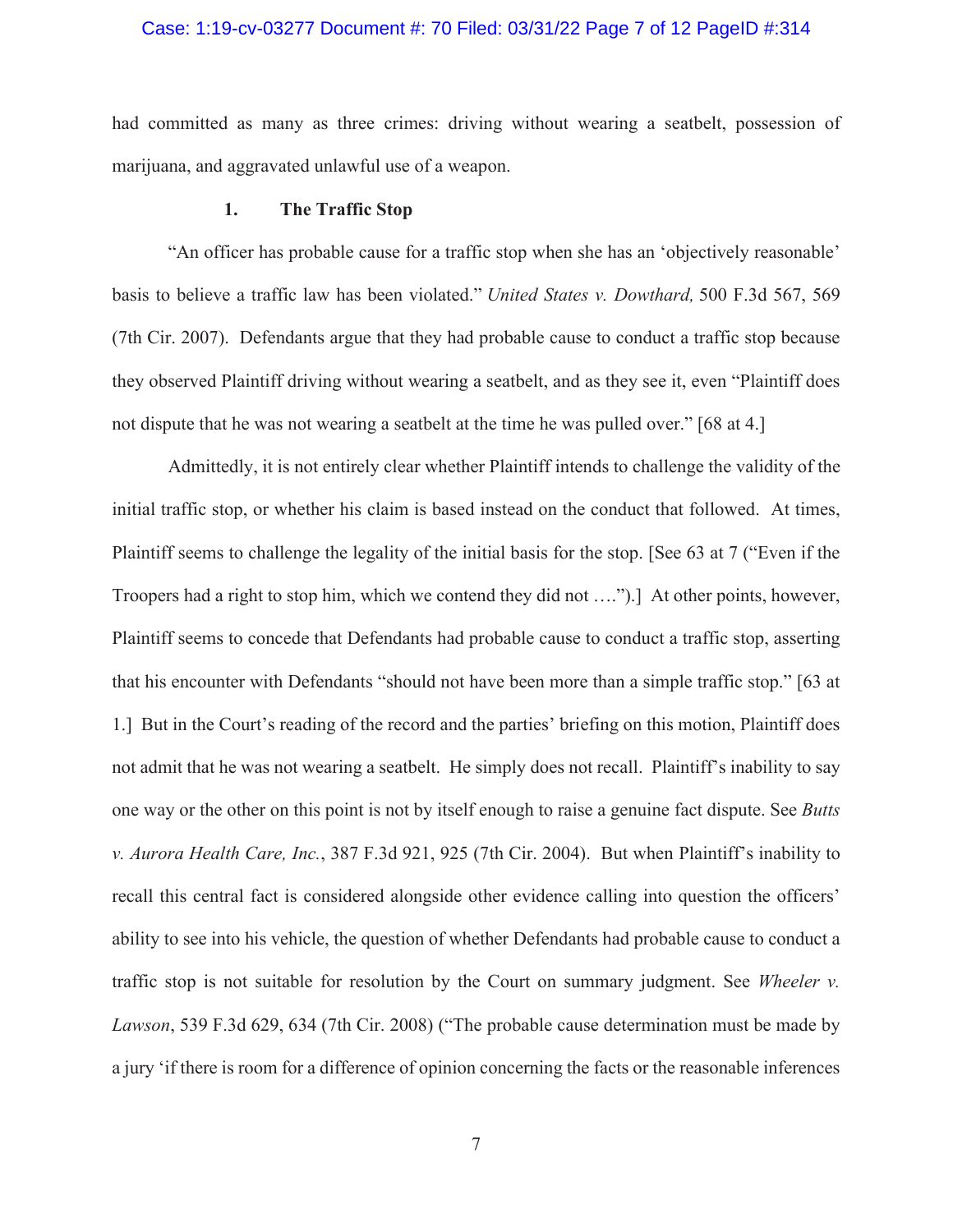had committed as many as three crimes: driving without wearing a seatbelt, possession of marijuana, and aggravated unlawful use of a weapon.

### 1. The Traffic Stop

"An officer has probable cause for a traffic stop when she has an 'objectively reasonable' basis to believe a traffic law has been violated." *United States v. Dowthard,* 500 F.3d 567, 569 (7th Cir. 2007). Defendants argue that they had probable cause to conduct a traffic stop because they observed Plaintiff driving without wearing a seatbelt, and as they see it, even "Plaintiff does not dispute that he was not wearing a seatbelt at the time he was pulled over." [68 at 4.]

Admittedly, it is not entirely clear whether Plaintiff intends to challenge the validity of the initial traffic stop, or whether his claim is based instead on the conduct that followed. At times, Plaintiff seems to challenge the legality of the initial basis for the stop. [See 63 at 7 ("Even if the Troopers had a right to stop him, which we contend they did not ….").] At other points, however, Plaintiff seems to concede that Defendants had probable cause to conduct a traffic stop, asserting that his encounter with Defendants "should not have been more than a simple traffic stop." [63 at 1.] But in the Court's reading of the record and the parties' briefing on this motion, Plaintiff does not admit that he was not wearing a seatbelt. He simply does not recall. Plaintiff's inability to say one way or the other on this point is not by itself enough to raise a genuine fact dispute. See *Butts v. Aurora Health Care, Inc.*, 387 F.3d 921, 925 (7th Cir. 2004). But when Plaintiff's inability to recall this central fact is considered alongside other evidence calling into question the officers' ability to see into his vehicle, the question of whether Defendants had probable cause to conduct a traffic stop is not suitable for resolution by the Court on summary judgment. See *Wheeler v. Lawson*, 539 F.3d 629, 634 (7th Cir. 2008) ("The probable cause determination must be made by a jury 'if there is room for a difference of opinion concerning the facts or the reasonable inferences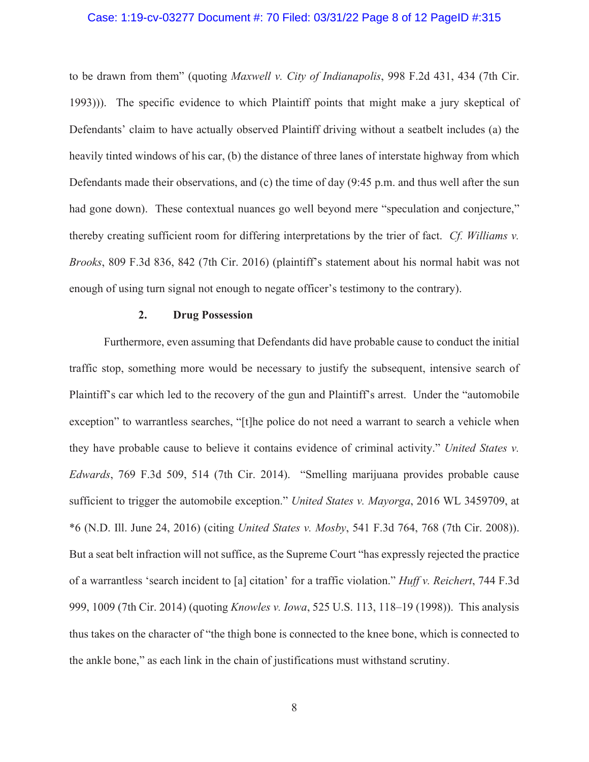to be drawn from them" (quoting *Maxwell v. City of Indianapolis*, 998 F.2d 431, 434 (7th Cir. 1993))). The specific evidence to which Plaintiff points that might make a jury skeptical of Defendants' claim to have actually observed Plaintiff driving without a seatbelt includes (a) the heavily tinted windows of his car, (b) the distance of three lanes of interstate highway from which Defendants made their observations, and (c) the time of day (9:45 p.m. and thus well after the sun had gone down). These contextual nuances go well beyond mere "speculation and conjecture," thereby creating sufficient room for differing interpretations by the trier of fact. *Cf. Williams v. Brooks*, 809 F.3d 836, 842 (7th Cir. 2016) (plaintiff's statement about his normal habit was not enough of using turn signal not enough to negate officer's testimony to the contrary).

### 2. Drug Possession

Furthermore, even assuming that Defendants did have probable cause to conduct the initial traffic stop, something more would be necessary to justify the subsequent, intensive search of Plaintiff's car which led to the recovery of the gun and Plaintiff's arrest. Under the "automobile exception" to warrantless searches, "[t]he police do not need a warrant to search a vehicle when they have probable cause to believe it contains evidence of criminal activity." *United States v. Edwards*, 769 F.3d 509, 514 (7th Cir. 2014). "Smelling marijuana provides probable cause sufficient to trigger the automobile exception." *United States v. Mayorga*, 2016 WL 3459709, at *6 (N.D. Ill. June 24, 2016) (citing *United States v. Mosby*, 541 F.3d 764, 768 (7th Cir. 2008)). But a seat belt infraction will not suffice, as the Supreme Court "has expressly rejected the practice of a warrantless 'search incident to [a] citation' for a traffic violation." *Huff v. Reichert*, 744 F.3d 999, 1009 (7th Cir. 2014) (quoting *Knowles v. Iowa*, 525 U.S. 113, 118–19 (1998)). This analysis thus takes on the character of "the thigh bone is connected to the knee bone, which is connected to the ankle bone," as each link in the chain of justifications must withstand scrutiny.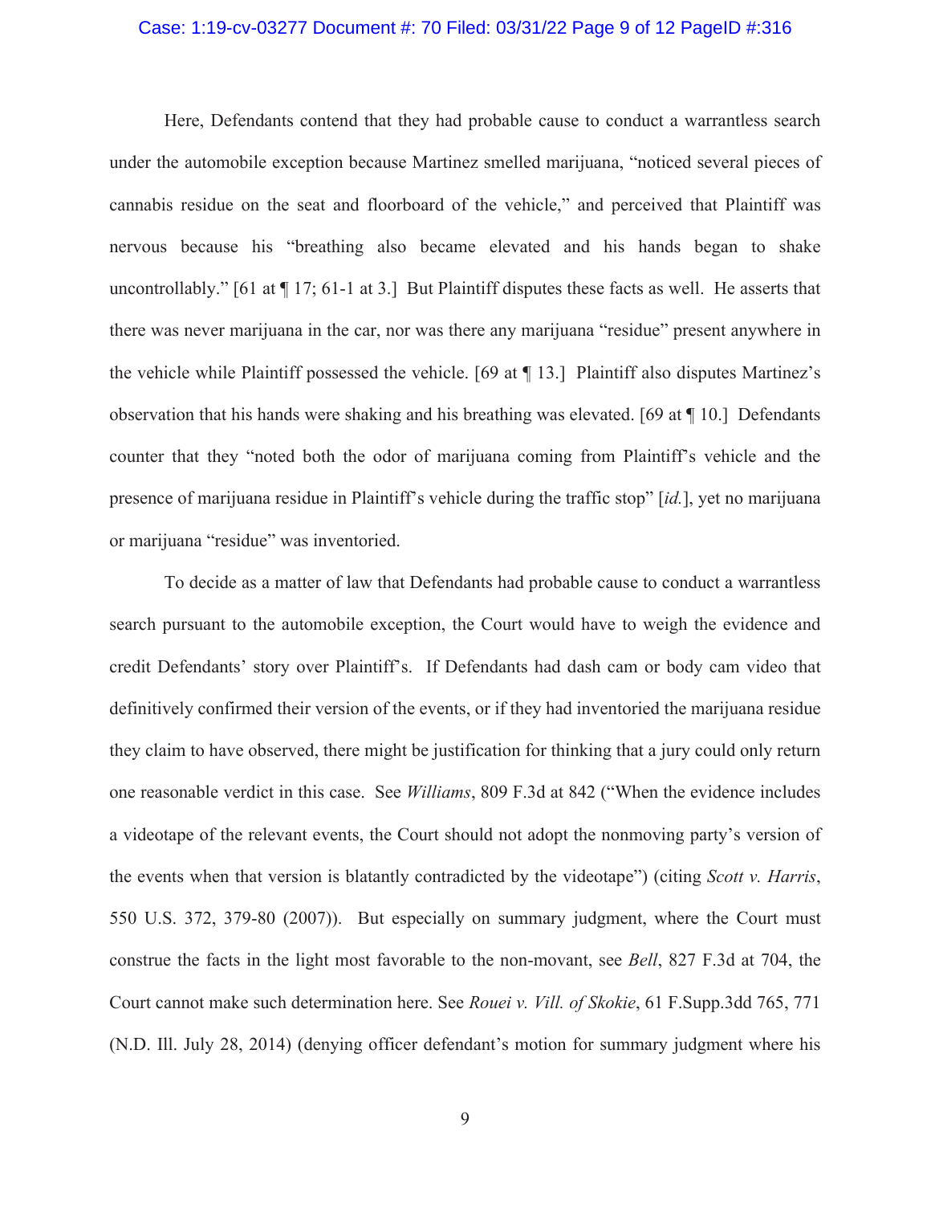Here, Defendants contend that they had probable cause to conduct a warrantless search under the automobile exception because Martinez smelled marijuana, "noticed several pieces of cannabis residue on the seat and floorboard of the vehicle," and perceived that Plaintiff was nervous because his "breathing also became elevated and his hands began to shake uncontrollably." [61 at ¶ 17; 61-1 at 3.] But Plaintiff disputes these facts as well. He asserts that there was never marijuana in the car, nor was there any marijuana "residue" present anywhere in the vehicle while Plaintiff possessed the vehicle. [69 at ¶ 13.] Plaintiff also disputes Martinez's observation that his hands were shaking and his breathing was elevated. [69 at ¶ 10.] Defendants counter that they "noted both the odor of marijuana coming from Plaintiff's vehicle and the presence of marijuana residue in Plaintiff's vehicle during the traffic stop" [*id.*], yet no marijuana or marijuana "residue" was inventoried.

To decide as a matter of law that Defendants had probable cause to conduct a warrantless search pursuant to the automobile exception, the Court would have to weigh the evidence and credit Defendants' story over Plaintiff's. If Defendants had dash cam or body cam video that definitively confirmed their version of the events, or if they had inventoried the marijuana residue they claim to have observed, there might be justification for thinking that a jury could only return one reasonable verdict in this case. See *Williams*, 809 F.3d at 842 ("When the evidence includes a videotape of the relevant events, the Court should not adopt the nonmoving party's version of the events when that version is blatantly contradicted by the videotape") (citing *Scott v. Harris*, 550 U.S. 372, 379-80 (2007)). But especially on summary judgment, where the Court must construe the facts in the light most favorable to the non-movant, see *Bell*, 827 F.3d at 704, the Court cannot make such determination here. See *Rouei v. Vill. of Skokie*, 61 F.Supp.3dd 765, 771 (N.D. Ill. July 28, 2014) (denying officer defendant's motion for summary judgment where his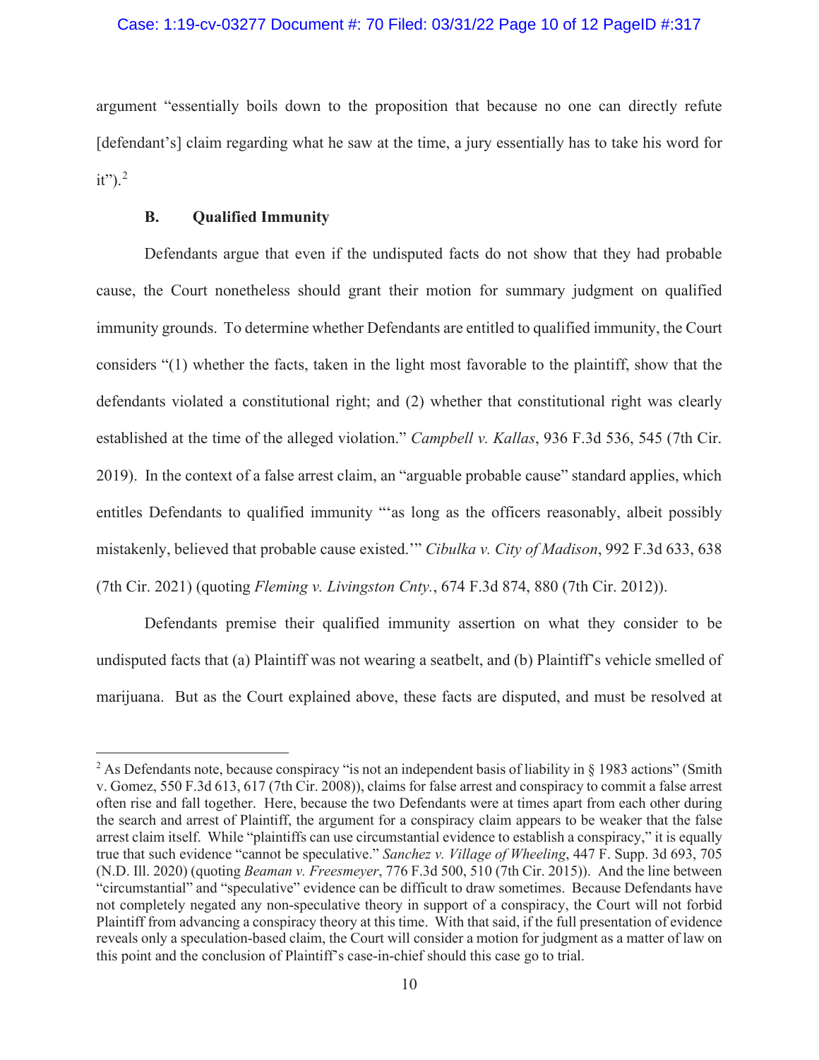argument "essentially boils down to the proposition that because no one can directly refute [defendant's] claim regarding what he saw at the time, a jury essentially has to take his word for it").[2]

### B. Qualified Immunity

Defendants argue that even if the undisputed facts do not show that they had probable cause, the Court nonetheless should grant their motion for summary judgment on qualified immunity grounds. To determine whether Defendants are entitled to qualified immunity, the Court considers "(1) whether the facts, taken in the light most favorable to the plaintiff, show that the defendants violated a constitutional right; and (2) whether that constitutional right was clearly established at the time of the alleged violation." *Campbell v. Kallas*, 936 F.3d 536, 545 (7th Cir. 2019). In the context of a false arrest claim, an "arguable probable cause" standard applies, which entitles Defendants to qualified immunity "'as long as the officers reasonably, albeit possibly mistakenly, believed that probable cause existed.'" *Cibulka v. City of Madison*, 992 F.3d 633, 638 (7th Cir. 2021) (quoting *Fleming v. Livingston Cnty.*, 674 F.3d 874, 880 (7th Cir. 2012)).

Defendants premise their qualified immunity assertion on what they consider to be undisputed facts that (a) Plaintiff was not wearing a seatbelt, and (b) Plaintiff's vehicle smelled of marijuana. But as the Court explained above, these facts are disputed, and must be resolved at

---

[2] As Defendants note, because conspiracy "is not an independent basis of liability in § 1983 actions" (Smith v. Gomez, 550 F.3d 613, 617 (7th Cir. 2008)), claims for false arrest and conspiracy to commit a false arrest often rise and fall together. Here, because the two Defendants were at times apart from each other during the search and arrest of Plaintiff, the argument for a conspiracy claim appears to be weaker that the false arrest claim itself. While "plaintiffs can use circumstantial evidence to establish a conspiracy," it is equally true that such evidence "cannot be speculative." *Sanchez v. Village of Wheeling*, 447 F. Supp. 3d 693, 705 (N.D. Ill. 2020) (quoting *Beaman v. Freesmeyer*, 776 F.3d 500, 510 (7th Cir. 2015)). And the line between "circumstantial" and "speculative" evidence can be difficult to draw sometimes. Because Defendants have not completely negated any non-speculative theory in support of a conspiracy, the Court will not forbid Plaintiff from advancing a conspiracy theory at this time. With that said, if the full presentation of evidence reveals only a speculation-based claim, the Court will consider a motion for judgment as a matter of law on this point and the conclusion of Plaintiff's case-in-chief should this case go to trial.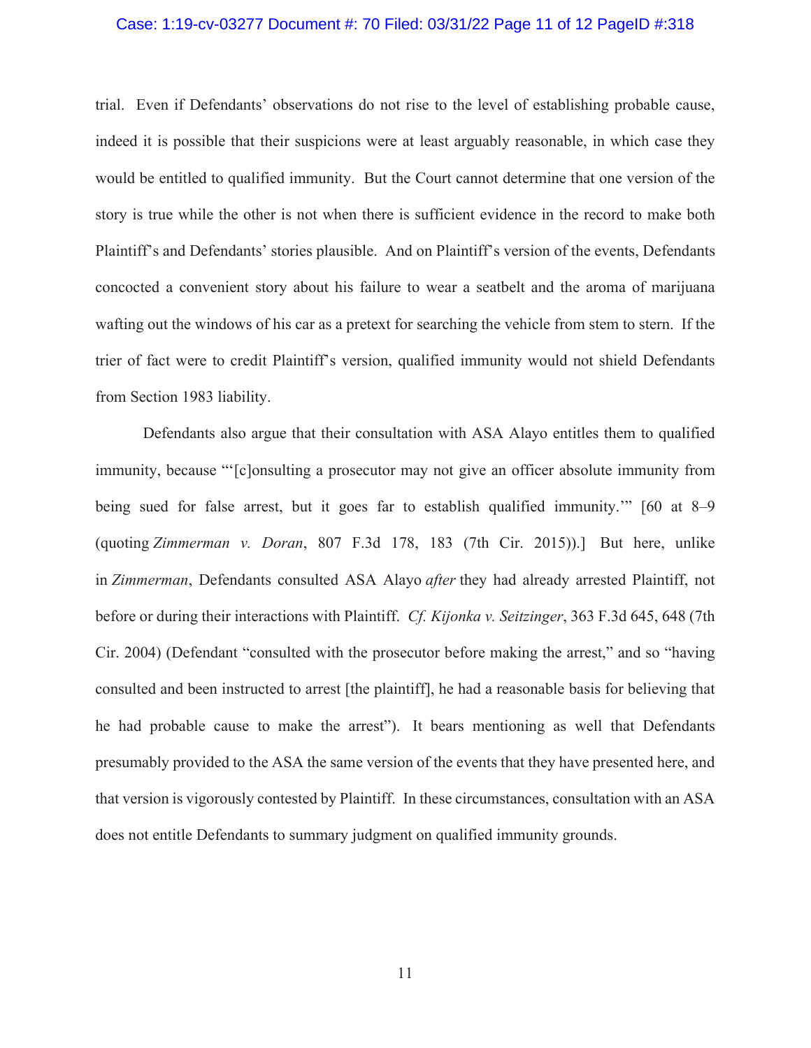trial. Even if Defendants' observations do not rise to the level of establishing probable cause, indeed it is possible that their suspicions were at least arguably reasonable, in which case they would be entitled to qualified immunity. But the Court cannot determine that one version of the story is true while the other is not when there is sufficient evidence in the record to make both Plaintiff's and Defendants' stories plausible. And on Plaintiff's version of the events, Defendants concocted a convenient story about his failure to wear a seatbelt and the aroma of marijuana wafting out the windows of his car as a pretext for searching the vehicle from stem to stern. If the trier of fact were to credit Plaintiff's version, qualified immunity would not shield Defendants from Section 1983 liability.

Defendants also argue that their consultation with ASA Alayo entitles them to qualified immunity, because "'[c]onsulting a prosecutor may not give an officer absolute immunity from being sued for false arrest, but it goes far to establish qualified immunity.'" [60 at 8–9 (quoting *Zimmerman v. Doran*, 807 F.3d 178, 183 (7th Cir. 2015)).] But here, unlike in *Zimmerman*, Defendants consulted ASA Alayo *after* they had already arrested Plaintiff, not before or during their interactions with Plaintiff. *Cf. Kijonka v. Seitzinger*, 363 F.3d 645, 648 (7th Cir. 2004) (Defendant "consulted with the prosecutor before making the arrest," and so "having consulted and been instructed to arrest [the plaintiff], he had a reasonable basis for believing that he had probable cause to make the arrest"). It bears mentioning as well that Defendants presumably provided to the ASA the same version of the events that they have presented here, and that version is vigorously contested by Plaintiff. In these circumstances, consultation with an ASA does not entitle Defendants to summary judgment on qualified immunity grounds.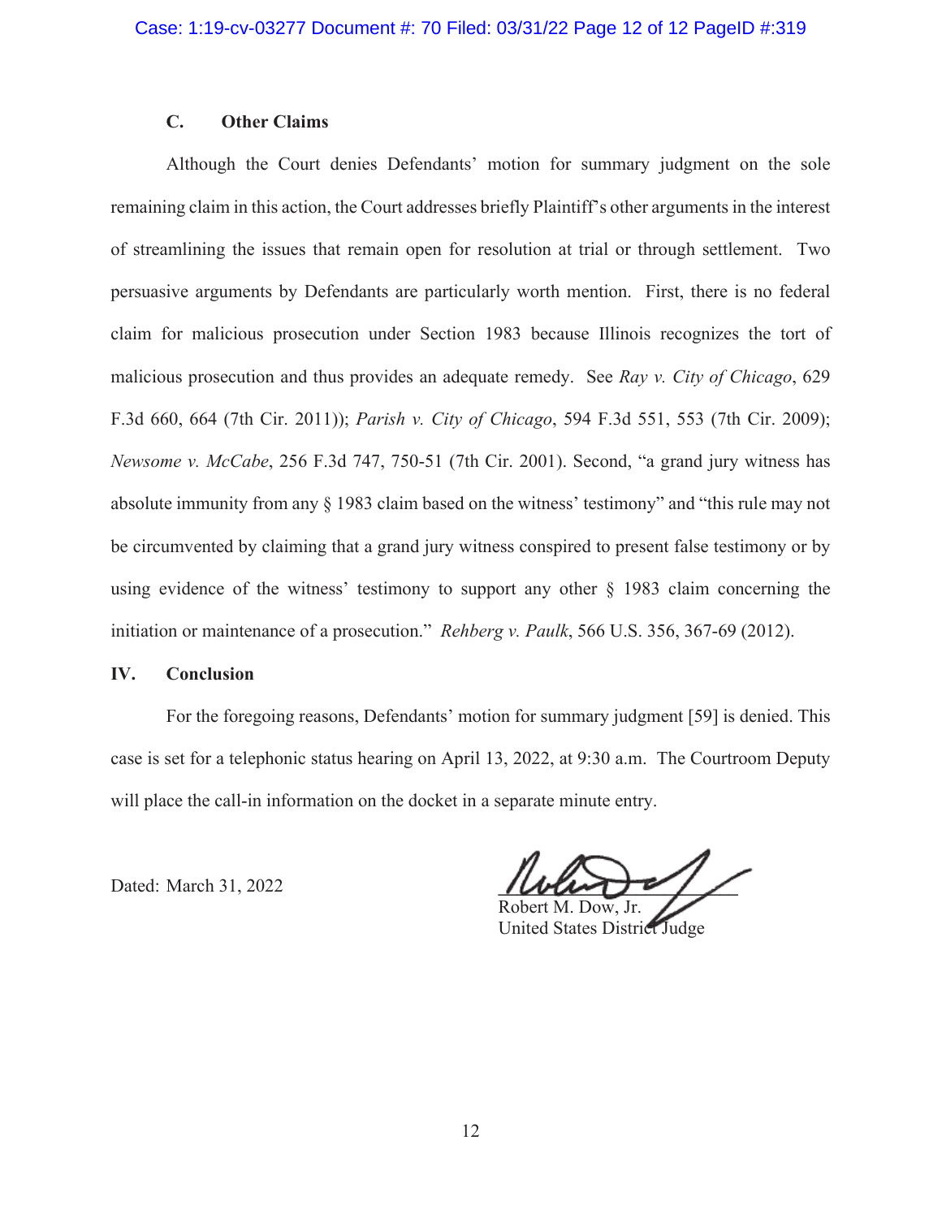### C. Other Claims

Although the Court denies Defendants' motion for summary judgment on the sole remaining claim in this action, the Court addresses briefly Plaintiff's other arguments in the interest of streamlining the issues that remain open for resolution at trial or through settlement. Two persuasive arguments by Defendants are particularly worth mention. First, there is no federal claim for malicious prosecution under Section 1983 because Illinois recognizes the tort of malicious prosecution and thus provides an adequate remedy. See *Ray v. City of Chicago*, 629 F.3d 660, 664 (7th Cir. 2011)); *Parish v. City of Chicago*, 594 F.3d 551, 553 (7th Cir. 2009); *Newsome v. McCabe*, 256 F.3d 747, 750-51 (7th Cir. 2001). Second, "a grand jury witness has absolute immunity from any § 1983 claim based on the witness' testimony" and "this rule may not be circumvented by claiming that a grand jury witness conspired to present false testimony or by using evidence of the witness' testimony to support any other § 1983 claim concerning the initiation or maintenance of a prosecution." *Rehberg v. Paulk*, 566 U.S. 356, 367-69 (2012).

## IV. Conclusion

For the foregoing reasons, Defendants' motion for summary judgment [59] is denied. This case is set for a telephonic status hearing on April 13, 2022, at 9:30 a.m. The Courtroom Deputy will place the call-in information on the docket in a separate minute entry.

Dated: March 31, 2022

Robert M. Dow, Jr.
United States District Judge